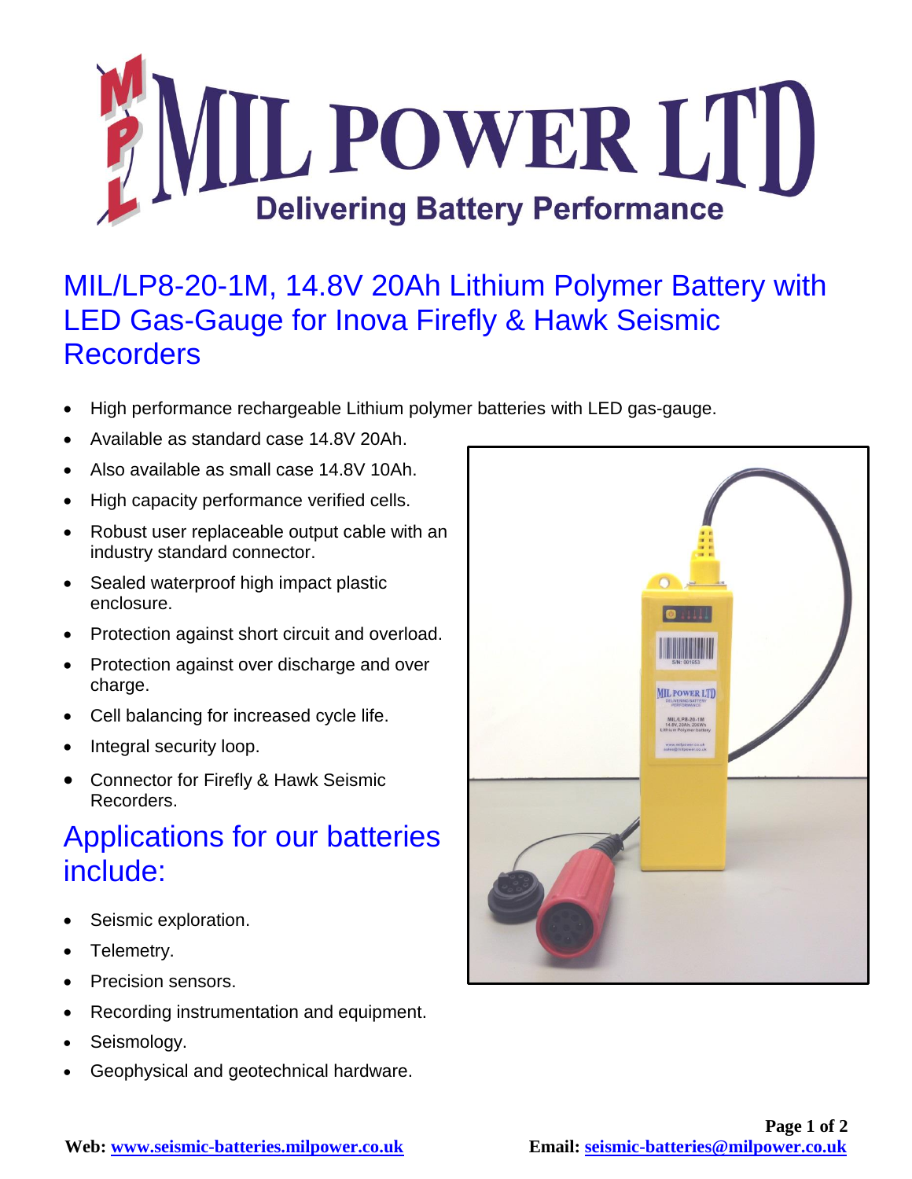# MIL POWER LTD

**Delivering Battery Performance**

## MIL/LP8-20-1M, 14.8V 20Ah Lithium Polymer Battery with LED Gas-Gauge for Inova Firefly & Hawk Seismic Recorders

- High performance rechargeable Lithium polymer batteries with LED gas-gauge.
- Available as standard case 14.8V 20Ah.
- Also available as small case 14.8V 10Ah.
- High capacity performance verified cells.
- Robust user replaceable output cable with an industry standard connector.
- Sealed waterproof high impact plastic enclosure.
- Protection against short circuit and overload.
- Protection against over discharge and over charge.
- Cell balancing for increased cycle life.
- Integral security loop.
- Connector for Firefly & Hawk Seismic Recorders.

## Applications for our batteries include:

- Seismic exploration.
- Telemetry.
- Precision sensors.
- Recording instrumentation and equipment.
- Seismology.
- Geophysical and geotechnical hardware.

**Web:** www.seismic-batteries.milpower.co.uk **Email:** seismic-batteries@milpower.co.uk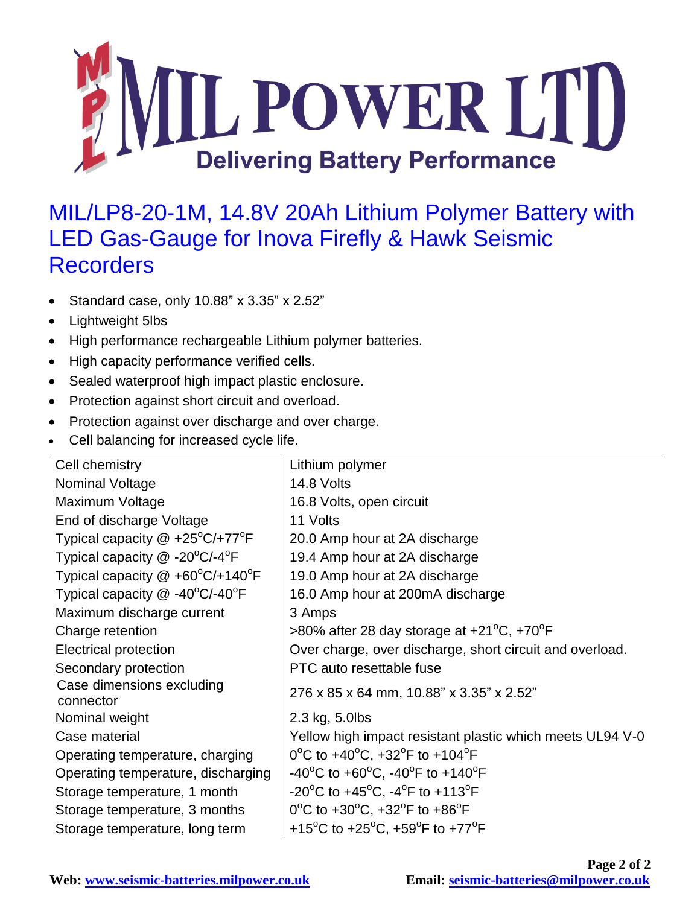# MIL POWER LTD

Delivering Battery Performance

## MIL/LP8-20-1M, 14.8V 20Ah Lithium Polymer Battery with LED Gas-Gauge for Inova Firefly & Hawk Seismic Recorders

- Standard case, only 10.88” x 3.35” x 2.52”
- Lightweight 5lbs
- High performance rechargeable Lithium polymer batteries.
- High capacity performance verified cells.
- Sealed waterproof high impact plastic enclosure.
- Protection against short circuit and overload.
- Protection against over discharge and over charge.
- Cell balancing for increased cycle life.

| | |
|---|---|
| Cell chemistry | Lithium polymer |
| Nominal Voltage | 14.8 Volts |
| Maximum Voltage | 16.8 Volts, open circuit |
| End of discharge Voltage | 11 Volts |
| Typical capacity @ +25°C/+77°F | 20.0 Amp hour at 2A discharge |
| Typical capacity @ -20°C/-4°F | 19.4 Amp hour at 2A discharge |
| Typical capacity @ +60°C/+140°F | 19.0 Amp hour at 2A discharge |
| Typical capacity @ -40°C/-40°F | 16.0 Amp hour at 200mA discharge |
| Maximum discharge current | 3 Amps |
| Charge retention | >80% after 28 day storage at +21°C, +70°F |
| Electrical protection | Over charge, over discharge, short circuit and overload. |
| Secondary protection | PTC auto resettable fuse |
| Case dimensions excluding connector | 276 x 85 x 64 mm, 10.88” x 3.35” x 2.52” |
| Nominal weight | 2.3 kg, 5.0lbs |
| Case material | Yellow high impact resistant plastic which meets UL94 V-0 |
| Operating temperature, charging | 0°C to +40°C, +32°F to +104°F |
| Operating temperature, discharging | -40°C to +60°C, -40°F to +140°F |
| Storage temperature, 1 month | -20°C to +45°C, -4°F to +113°F |
| Storage temperature, 3 months | 0°C to +30°C, +32°F to +86°F |
| Storage temperature, long term | +15°C to +25°C, +59°F to +77°F |

**Web: www.seismic-batteries.milpower.co.uk** **Email: seismic-batteries@milpower.co.uk**